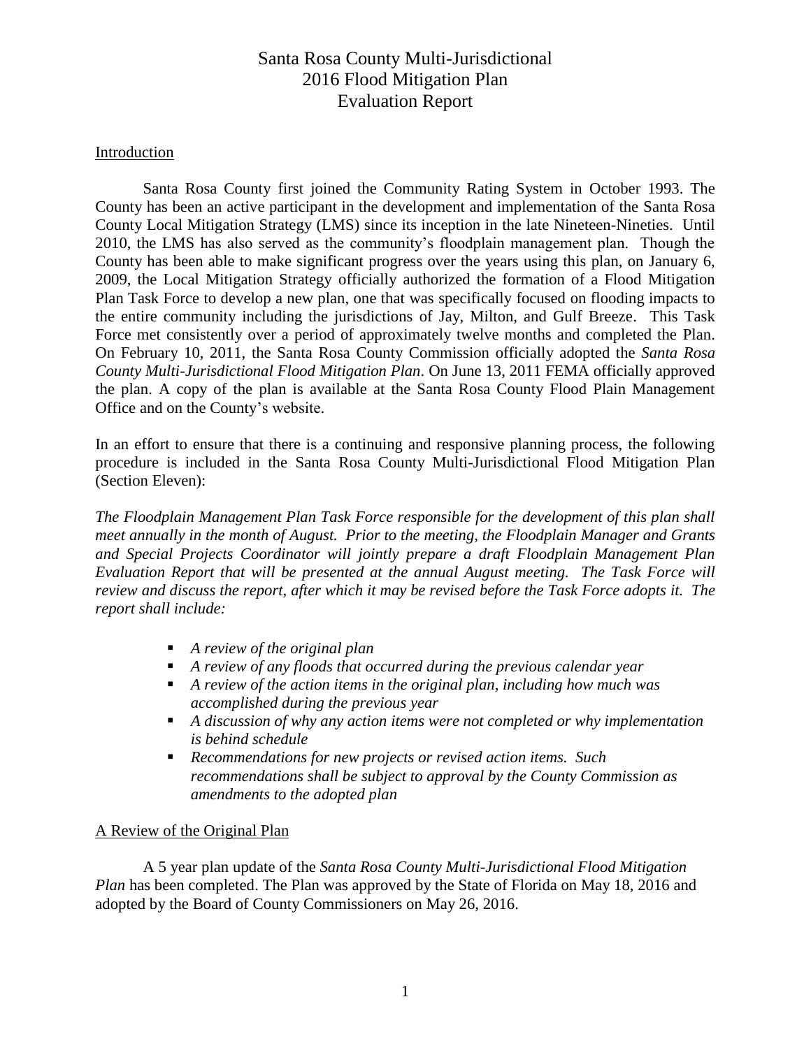# Santa Rosa County Multi-Jurisdictional
# 2016 Flood Mitigation Plan
# Evaluation Report

## Introduction

Santa Rosa County first joined the Community Rating System in October 1993. The County has been an active participant in the development and implementation of the Santa Rosa County Local Mitigation Strategy (LMS) since its inception in the late Nineteen-Nineties. Until 2010, the LMS has also served as the community's floodplain management plan. Though the County has been able to make significant progress over the years using this plan, on January 6, 2009, the Local Mitigation Strategy officially authorized the formation of a Flood Mitigation Plan Task Force to develop a new plan, one that was specifically focused on flooding impacts to the entire community including the jurisdictions of Jay, Milton, and Gulf Breeze. This Task Force met consistently over a period of approximately twelve months and completed the Plan. On February 10, 2011, the Santa Rosa County Commission officially adopted the *Santa Rosa County Multi-Jurisdictional Flood Mitigation Plan*. On June 13, 2011 FEMA officially approved the plan. A copy of the plan is available at the Santa Rosa County Flood Plain Management Office and on the County's website.

In an effort to ensure that there is a continuing and responsive planning process, the following procedure is included in the Santa Rosa County Multi-Jurisdictional Flood Mitigation Plan (Section Eleven):

*The Floodplain Management Plan Task Force responsible for the development of this plan shall meet annually in the month of August. Prior to the meeting, the Floodplain Manager and Grants and Special Projects Coordinator will jointly prepare a draft Floodplain Management Plan Evaluation Report that will be presented at the annual August meeting. The Task Force will review and discuss the report, after which it may be revised before the Task Force adopts it. The report shall include:*

- *A review of the original plan*
- *A review of any floods that occurred during the previous calendar year*
- *A review of the action items in the original plan, including how much was accomplished during the previous year*
- *A discussion of why any action items were not completed or why implementation is behind schedule*
- *Recommendations for new projects or revised action items. Such recommendations shall be subject to approval by the County Commission as amendments to the adopted plan*

## A Review of the Original Plan

A 5 year plan update of the *Santa Rosa County Multi-Jurisdictional Flood Mitigation Plan* has been completed. The Plan was approved by the State of Florida on May 18, 2016 and adopted by the Board of County Commissioners on May 26, 2016.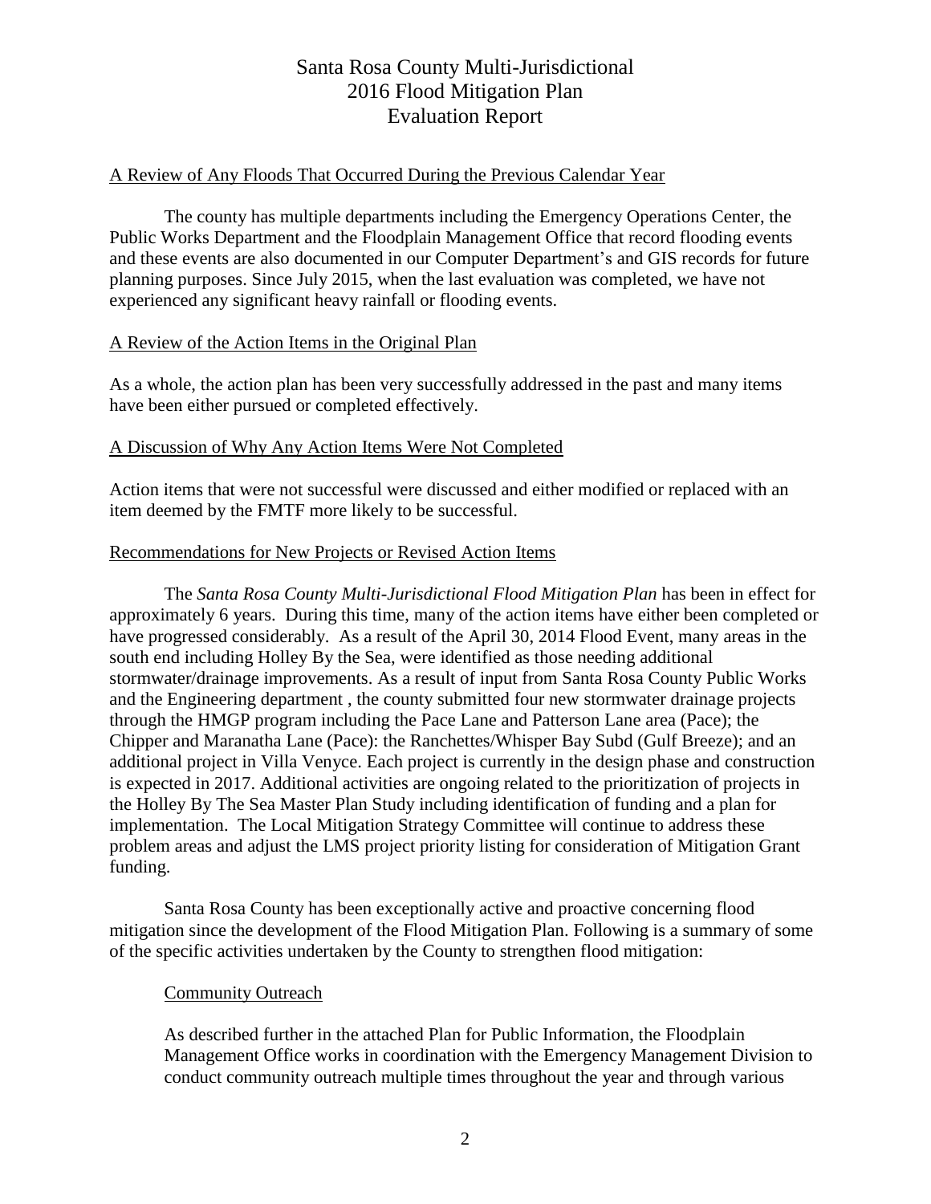# Santa Rosa County Multi-Jurisdictional 2016 Flood Mitigation Plan Evaluation Report

## A Review of Any Floods That Occurred During the Previous Calendar Year

The county has multiple departments including the Emergency Operations Center, the Public Works Department and the Floodplain Management Office that record flooding events and these events are also documented in our Computer Department's and GIS records for future planning purposes. Since July 2015, when the last evaluation was completed, we have not experienced any significant heavy rainfall or flooding events.

## A Review of the Action Items in the Original Plan

As a whole, the action plan has been very successfully addressed in the past and many items have been either pursued or completed effectively.

## A Discussion of Why Any Action Items Were Not Completed

Action items that were not successful were discussed and either modified or replaced with an item deemed by the FMTF more likely to be successful.

## Recommendations for New Projects or Revised Action Items

The *Santa Rosa County Multi-Jurisdictional Flood Mitigation Plan* has been in effect for approximately 6 years. During this time, many of the action items have either been completed or have progressed considerably. As a result of the April 30, 2014 Flood Event, many areas in the south end including Holley By the Sea, were identified as those needing additional stormwater/drainage improvements. As a result of input from Santa Rosa County Public Works and the Engineering department , the county submitted four new stormwater drainage projects through the HMGP program including the Pace Lane and Patterson Lane area (Pace); the Chipper and Maranatha Lane (Pace): the Ranchettes/Whisper Bay Subd (Gulf Breeze); and an additional project in Villa Venyce. Each project is currently in the design phase and construction is expected in 2017. Additional activities are ongoing related to the prioritization of projects in the Holley By The Sea Master Plan Study including identification of funding and a plan for implementation. The Local Mitigation Strategy Committee will continue to address these problem areas and adjust the LMS project priority listing for consideration of Mitigation Grant funding.

Santa Rosa County has been exceptionally active and proactive concerning flood mitigation since the development of the Flood Mitigation Plan. Following is a summary of some of the specific activities undertaken by the County to strengthen flood mitigation:

### Community Outreach

As described further in the attached Plan for Public Information, the Floodplain Management Office works in coordination with the Emergency Management Division to conduct community outreach multiple times throughout the year and through various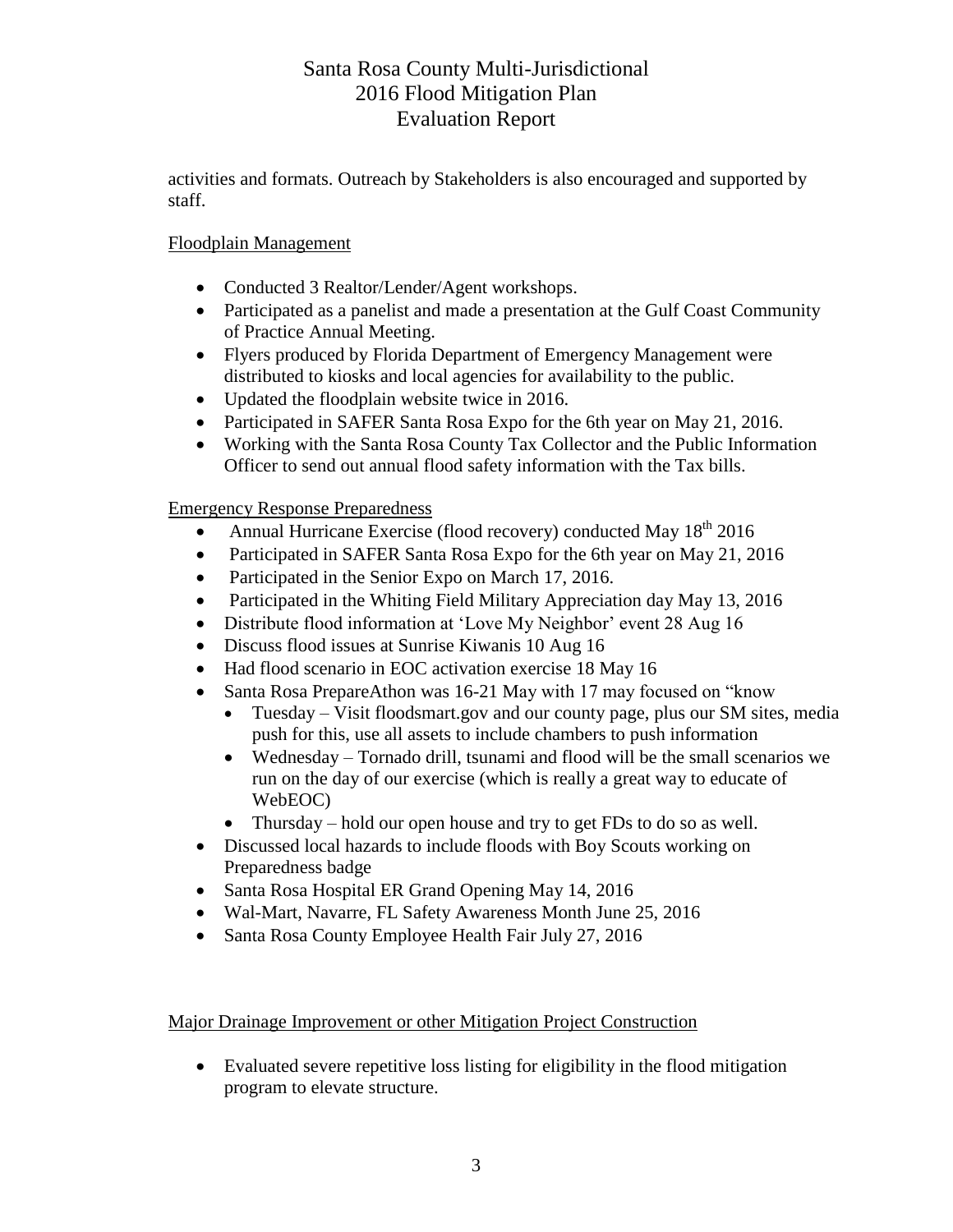activities and formats. Outreach by Stakeholders is also encouraged and supported by staff.

Floodplain Management

- Conducted 3 Realtor/Lender/Agent workshops.
- Participated as a panelist and made a presentation at the Gulf Coast Community of Practice Annual Meeting.
- Flyers produced by Florida Department of Emergency Management were distributed to kiosks and local agencies for availability to the public.
- Updated the floodplain website twice in 2016.
- Participated in SAFER Santa Rosa Expo for the 6th year on May 21, 2016.
- Working with the Santa Rosa County Tax Collector and the Public Information Officer to send out annual flood safety information with the Tax bills.

Emergency Response Preparedness

- Annual Hurricane Exercise (flood recovery) conducted May 18th 2016
- Participated in SAFER Santa Rosa Expo for the 6th year on May 21, 2016
- Participated in the Senior Expo on March 17, 2016.
- Participated in the Whiting Field Military Appreciation day May 13, 2016
- Distribute flood information at 'Love My Neighbor' event 28 Aug 16
- Discuss flood issues at Sunrise Kiwanis 10 Aug 16
- Had flood scenario in EOC activation exercise 18 May 16
- Santa Rosa PrepareAthon was 16-21 May with 17 may focused on "know
  - Tuesday – Visit floodsmart.gov and our county page, plus our SM sites, media push for this, use all assets to include chambers to push information
  - Wednesday – Tornado drill, tsunami and flood will be the small scenarios we run on the day of our exercise (which is really a great way to educate of WebEOC)
  - Thursday – hold our open house and try to get FDs to do so as well.
- Discussed local hazards to include floods with Boy Scouts working on Preparedness badge
- Santa Rosa Hospital ER Grand Opening May 14, 2016
- Wal-Mart, Navarre, FL Safety Awareness Month June 25, 2016
- Santa Rosa County Employee Health Fair July 27, 2016

Major Drainage Improvement or other Mitigation Project Construction

- Evaluated severe repetitive loss listing for eligibility in the flood mitigation program to elevate structure.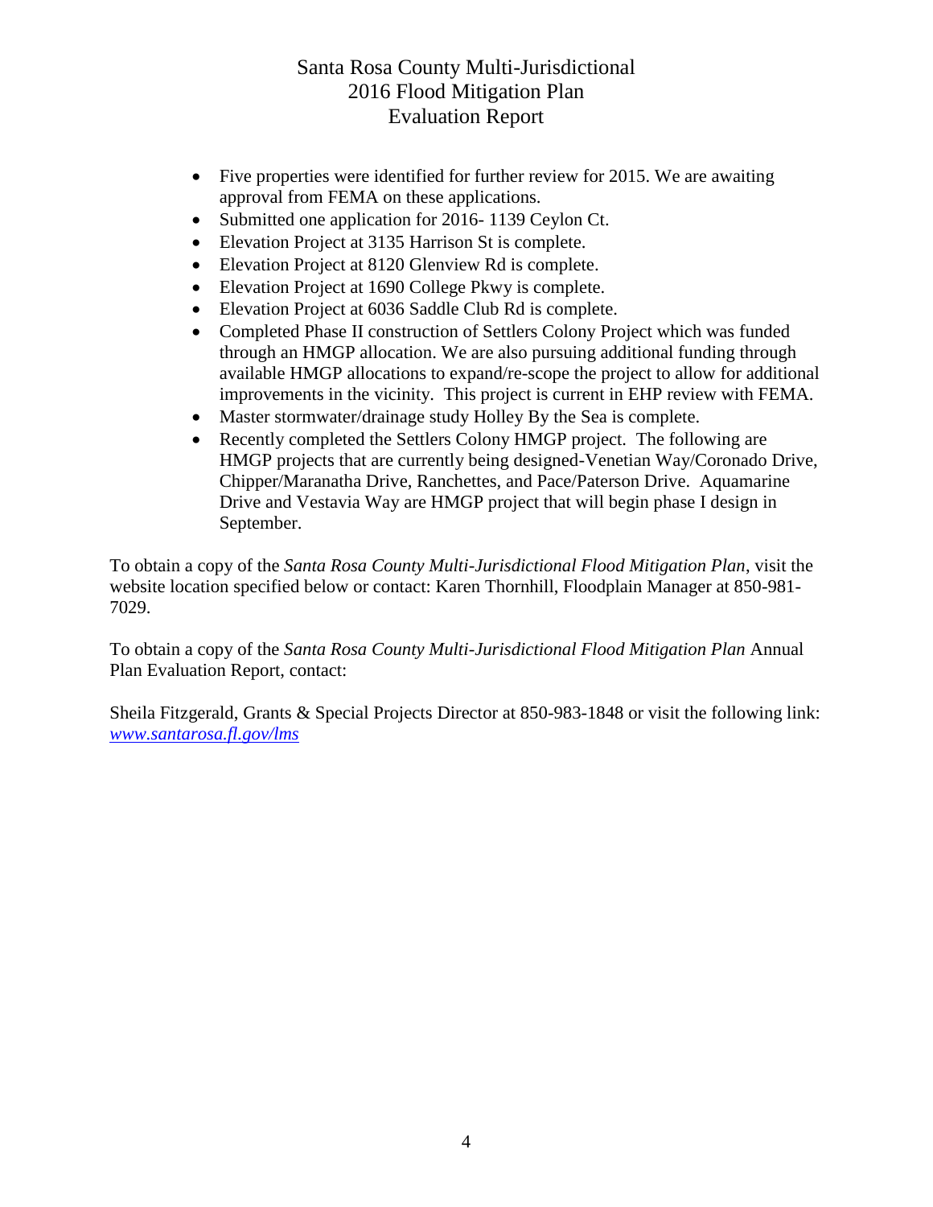- Five properties were identified for further review for 2015. We are awaiting approval from FEMA on these applications.
- Submitted one application for 2016- 1139 Ceylon Ct.
- Elevation Project at 3135 Harrison St is complete.
- Elevation Project at 8120 Glenview Rd is complete.
- Elevation Project at 1690 College Pkwy is complete.
- Elevation Project at 6036 Saddle Club Rd is complete.
- Completed Phase II construction of Settlers Colony Project which was funded through an HMGP allocation. We are also pursuing additional funding through available HMGP allocations to expand/re-scope the project to allow for additional improvements in the vicinity. This project is current in EHP review with FEMA.
- Master stormwater/drainage study Holley By the Sea is complete.
- Recently completed the Settlers Colony HMGP project. The following are HMGP projects that are currently being designed-Venetian Way/Coronado Drive, Chipper/Maranatha Drive, Ranchettes, and Pace/Paterson Drive. Aquamarine Drive and Vestavia Way are HMGP project that will begin phase I design in September.

To obtain a copy of the *Santa Rosa County Multi-Jurisdictional Flood Mitigation Plan*, visit the website location specified below or contact: Karen Thornhill, Floodplain Manager at 850-981-7029.

To obtain a copy of the *Santa Rosa County Multi-Jurisdictional Flood Mitigation Plan* Annual Plan Evaluation Report, contact:

Sheila Fitzgerald, Grants & Special Projects Director at 850-983-1848 or visit the following link: *www.santarosa.fl.gov/lms*